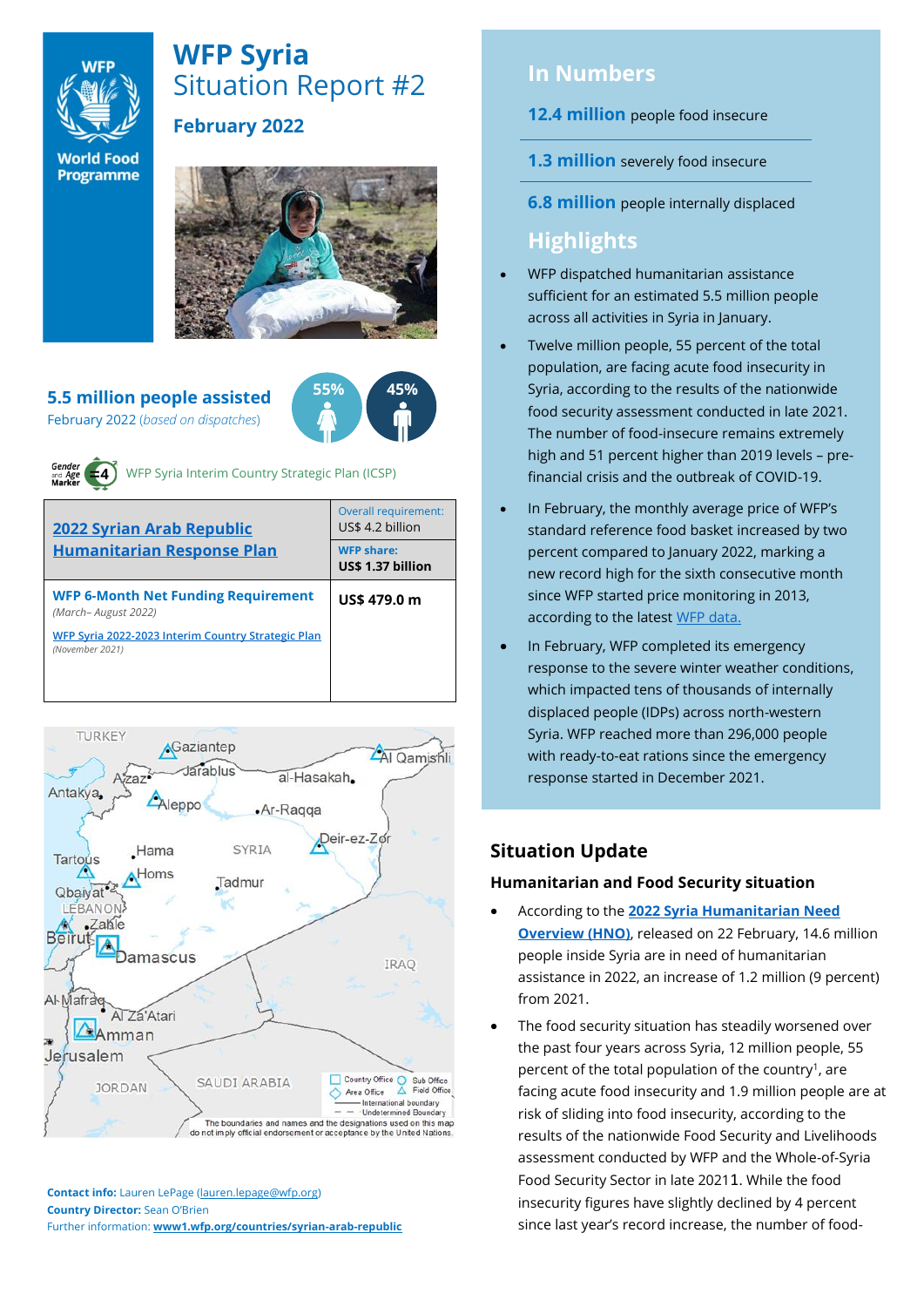# WFP Syria

## Situation Report #2

### February 2022

**5.5 million people assisted**

February 2022 (*based on dispatches*)

55% 45%

WFP Syria Interim Country Strategic Plan (ICSP)

| [2022 Syrian Arab Republic Humanitarian Response Plan](#) | Overall requirement: US$ 4.2 billion |
|---|---|
| | **WFP share: US$ 1.37 billion** |
| **WFP 6-Month Net Funding Requirement** *(March– August 2022)* [WFP Syria 2022-2023 Interim Country Strategic Plan](#) *(November 2021)* | **US$ 479.0 m** |

The boundaries and names and the designations used on this map do not imply official endorsement or acceptance by the United Nations.

**Contact info:** Lauren LePage (lauren.lepage@wfp.org)
**Country Director:** Sean O'Brien
Further information: **www1.wfp.org/countries/syrian-arab-republic**

## In Numbers

**12.4 million** people food insecure

**1.3 million** severely food insecure

**6.8 million** people internally displaced

## Highlights

- WFP dispatched humanitarian assistance sufficient for an estimated 5.5 million people across all activities in Syria in January.
- Twelve million people, 55 percent of the total population, are facing acute food insecurity in Syria, according to the results of the nationwide food security assessment conducted in late 2021. The number of food-insecure remains extremely high and 51 percent higher than 2019 levels – pre-financial crisis and the outbreak of COVID-19.
- In February, the monthly average price of WFP's standard reference food basket increased by two percent compared to January 2022, marking a new record high for the sixth consecutive month since WFP started price monitoring in 2013, according to the latest WFP data.
- In February, WFP completed its emergency response to the severe winter weather conditions, which impacted tens of thousands of internally displaced people (IDPs) across north-western Syria. WFP reached more than 296,000 people with ready-to-eat rations since the emergency response started in December 2021.

## Situation Update

### Humanitarian and Food Security situation

- According to the **2022 Syria Humanitarian Need Overview (HNO)**, released on 22 February, 14.6 million people inside Syria are in need of humanitarian assistance in 2022, an increase of 1.2 million (9 percent) from 2021.
- The food security situation has steadily worsened over the past four years across Syria, 12 million people, 55 percent of the total population of the country[1], are facing acute food insecurity and 1.9 million people are at risk of sliding into food insecurity, according to the results of the nationwide Food Security and Livelihoods assessment conducted by WFP and the Whole-of-Syria Food Security Sector in late 20211. While the food insecurity figures have slightly declined by 4 percent since last year's record increase, the number of food-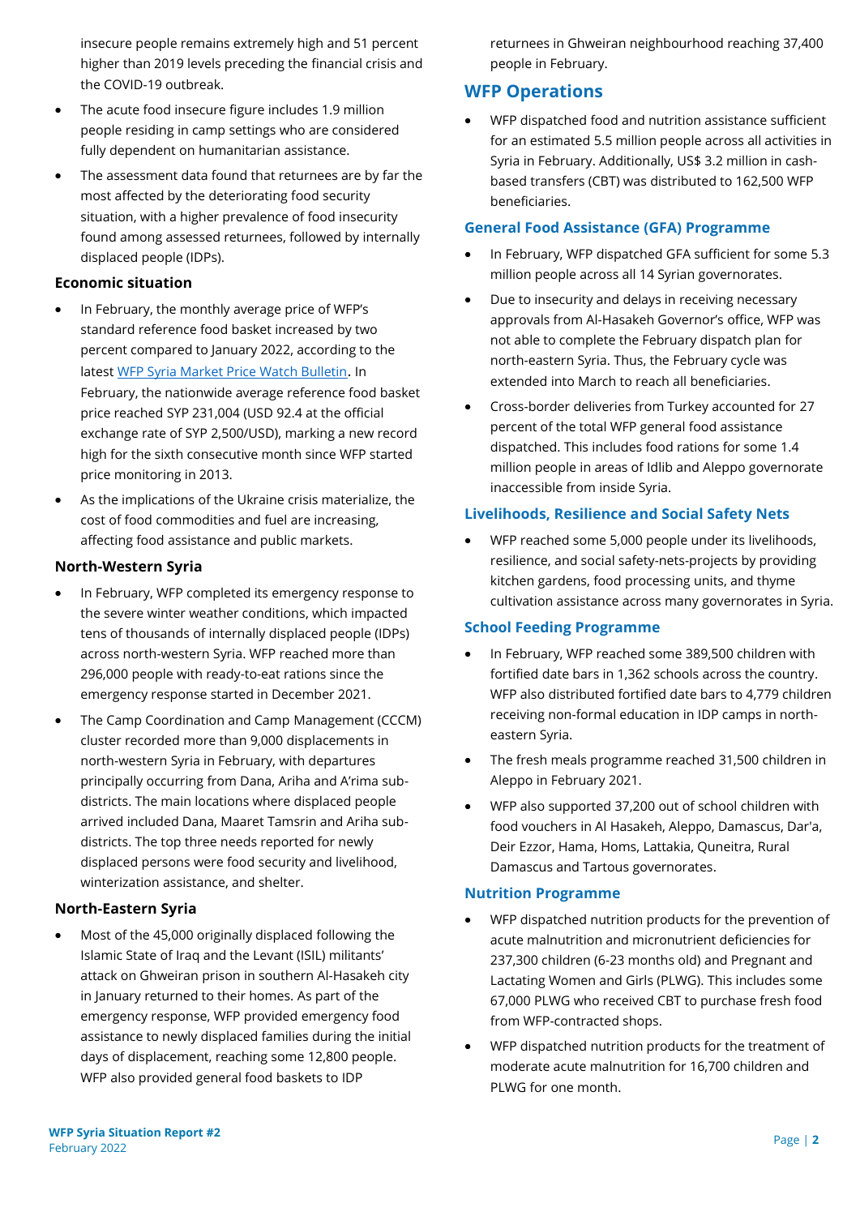insecure people remains extremely high and 51 percent higher than 2019 levels preceding the financial crisis and the COVID-19 outbreak.

- The acute food insecure figure includes 1.9 million people residing in camp settings who are considered fully dependent on humanitarian assistance.
- The assessment data found that returnees are by far the most affected by the deteriorating food security situation, with a higher prevalence of food insecurity found among assessed returnees, followed by internally displaced people (IDPs).

### Economic situation

- In February, the monthly average price of WFP's standard reference food basket increased by two percent compared to January 2022, according to the latest [WFP Syria Market Price Watch Bulletin](). In February, the nationwide average reference food basket price reached SYP 231,004 (USD 92.4 at the official exchange rate of SYP 2,500/USD), marking a new record high for the sixth consecutive month since WFP started price monitoring in 2013.
- As the implications of the Ukraine crisis materialize, the cost of food commodities and fuel are increasing, affecting food assistance and public markets.

### North-Western Syria

- In February, WFP completed its emergency response to the severe winter weather conditions, which impacted tens of thousands of internally displaced people (IDPs) across north-western Syria. WFP reached more than 296,000 people with ready-to-eat rations since the emergency response started in December 2021.
- The Camp Coordination and Camp Management (CCCM) cluster recorded more than 9,000 displacements in north-western Syria in February, with departures principally occurring from Dana, Ariha and A'rima sub-districts. The main locations where displaced people arrived included Dana, Maaret Tamsrin and Ariha sub-districts. The top three needs reported for newly displaced persons were food security and livelihood, winterization assistance, and shelter.

### North-Eastern Syria

- Most of the 45,000 originally displaced following the Islamic State of Iraq and the Levant (ISIL) militants' attack on Ghweiran prison in southern Al-Hasakeh city in January returned to their homes. As part of the emergency response, WFP provided emergency food assistance to newly displaced families during the initial days of displacement, reaching some 12,800 people. WFP also provided general food baskets to IDP returnees in Ghweiran neighbourhood reaching 37,400 people in February.

## WFP Operations

- WFP dispatched food and nutrition assistance sufficient for an estimated 5.5 million people across all activities in Syria in February. Additionally, US$ 3.2 million in cash-based transfers (CBT) was distributed to 162,500 WFP beneficiaries.

### General Food Assistance (GFA) Programme

- In February, WFP dispatched GFA sufficient for some 5.3 million people across all 14 Syrian governorates.
- Due to insecurity and delays in receiving necessary approvals from Al-Hasakeh Governor's office, WFP was not able to complete the February dispatch plan for north-eastern Syria. Thus, the February cycle was extended into March to reach all beneficiaries.
- Cross-border deliveries from Turkey accounted for 27 percent of the total WFP general food assistance dispatched. This includes food rations for some 1.4 million people in areas of Idlib and Aleppo governorate inaccessible from inside Syria.

### Livelihoods, Resilience and Social Safety Nets

- WFP reached some 5,000 people under its livelihoods, resilience, and social safety-nets-projects by providing kitchen gardens, food processing units, and thyme cultivation assistance across many governorates in Syria.

### School Feeding Programme

- In February, WFP reached some 389,500 children with fortified date bars in 1,362 schools across the country. WFP also distributed fortified date bars to 4,779 children receiving non-formal education in IDP camps in north-eastern Syria.
- The fresh meals programme reached 31,500 children in Aleppo in February 2021.
- WFP also supported 37,200 out of school children with food vouchers in Al Hasakeh, Aleppo, Damascus, Dar'a, Deir Ezzor, Hama, Homs, Lattakia, Quneitra, Rural Damascus and Tartous governorates.

### Nutrition Programme

- WFP dispatched nutrition products for the prevention of acute malnutrition and micronutrient deficiencies for 237,300 children (6-23 months old) and Pregnant and Lactating Women and Girls (PLWG). This includes some 67,000 PLWG who received CBT to purchase fresh food from WFP-contracted shops.
- WFP dispatched nutrition products for the treatment of moderate acute malnutrition for 16,700 children and PLWG for one month.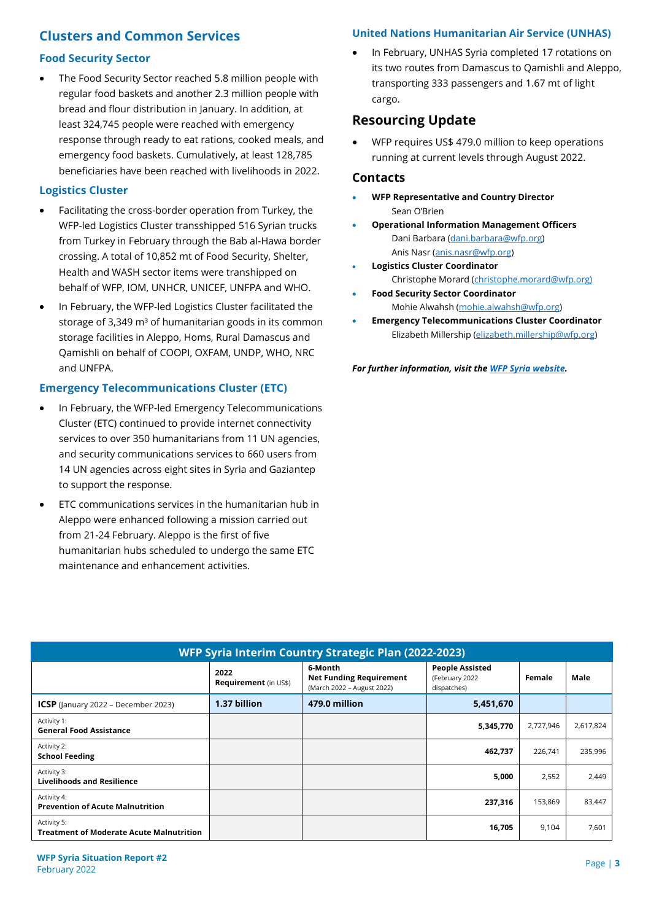## Clusters and Common Services

### Food Security Sector

- The Food Security Sector reached 5.8 million people with regular food baskets and another 2.3 million people with bread and flour distribution in January. In addition, at least 324,745 people were reached with emergency response through ready to eat rations, cooked meals, and emergency food baskets. Cumulatively, at least 128,785 beneficiaries have been reached with livelihoods in 2022.

### Logistics Cluster

- Facilitating the cross-border operation from Turkey, the WFP-led Logistics Cluster transshipped 516 Syrian trucks from Turkey in February through the Bab al-Hawa border crossing. A total of 10,852 mt of Food Security, Shelter, Health and WASH sector items were transhipped on behalf of WFP, IOM, UNHCR, UNICEF, UNFPA and WHO.
- In February, the WFP-led Logistics Cluster facilitated the storage of 3,349 $m^3$ of humanitarian goods in its common storage facilities in Aleppo, Homs, Rural Damascus and Qamishli on behalf of COOPI, OXFAM, UNDP, WHO, NRC and UNFPA.

### Emergency Telecommunications Cluster (ETC)

- In February, the WFP-led Emergency Telecommunications Cluster (ETC) continued to provide internet connectivity services to over 350 humanitarians from 11 UN agencies, and security communications services to 660 users from 14 UN agencies across eight sites in Syria and Gaziantep to support the response.
- ETC communications services in the humanitarian hub in Aleppo were enhanced following a mission carried out from 21-24 February. Aleppo is the first of five humanitarian hubs scheduled to undergo the same ETC maintenance and enhancement activities.

### United Nations Humanitarian Air Service (UNHAS)

- In February, UNHAS Syria completed 17 rotations on its two routes from Damascus to Qamishli and Aleppo, transporting 333 passengers and 1.67 mt of light cargo.

## Resourcing Update

- WFP requires US$ 479.0 million to keep operations running at current levels through August 2022.

## Contacts

- **WFP Representative and Country Director**
  Sean O'Brien
- **Operational Information Management Officers**
  Dani Barbara (dani.barbara@wfp.org)
  Anis Nasr (anis.nasr@wfp.org)
- **Logistics Cluster Coordinator**
  Christophe Morard (christophe.morard@wfp.org)
- **Food Security Sector Coordinator**
  Mohie Alwahsh (mohie.alwahsh@wfp.org)
- **Emergency Telecommunications Cluster Coordinator**
  Elizabeth Millership (elizabeth.millership@wfp.org)

***For further information, visit the WFP Syria website.***

| WFP Syria Interim Country Strategic Plan (2022-2023) | | | | | |
|---|---|---|---|---|---|
| | **2022 Requirement** (in US$) | **6-Month Net Funding Requirement** (March 2022 – August 2022) | **People Assisted** (February 2022 dispatches) | **Female** | **Male** |
| **ICSP** (January 2022 – December 2023) | **1.37 billion** | **479.0 million** | **5,451,670** | | |
| Activity 1: **General Food Assistance** | | | **5,345,770** | 2,727,946 | 2,617,824 |
| Activity 2: **School Feeding** | | | **462,737** | 226,741 | 235,996 |
| Activity 3: **Livelihoods and Resilience** | | | **5,000** | 2,552 | 2,449 |
| Activity 4: **Prevention of Acute Malnutrition** | | | **237,316** | 153,869 | 83,447 |
| Activity 5: **Treatment of Moderate Acute Malnutrition** | | | **16,705** | 9,104 | 7,601 |